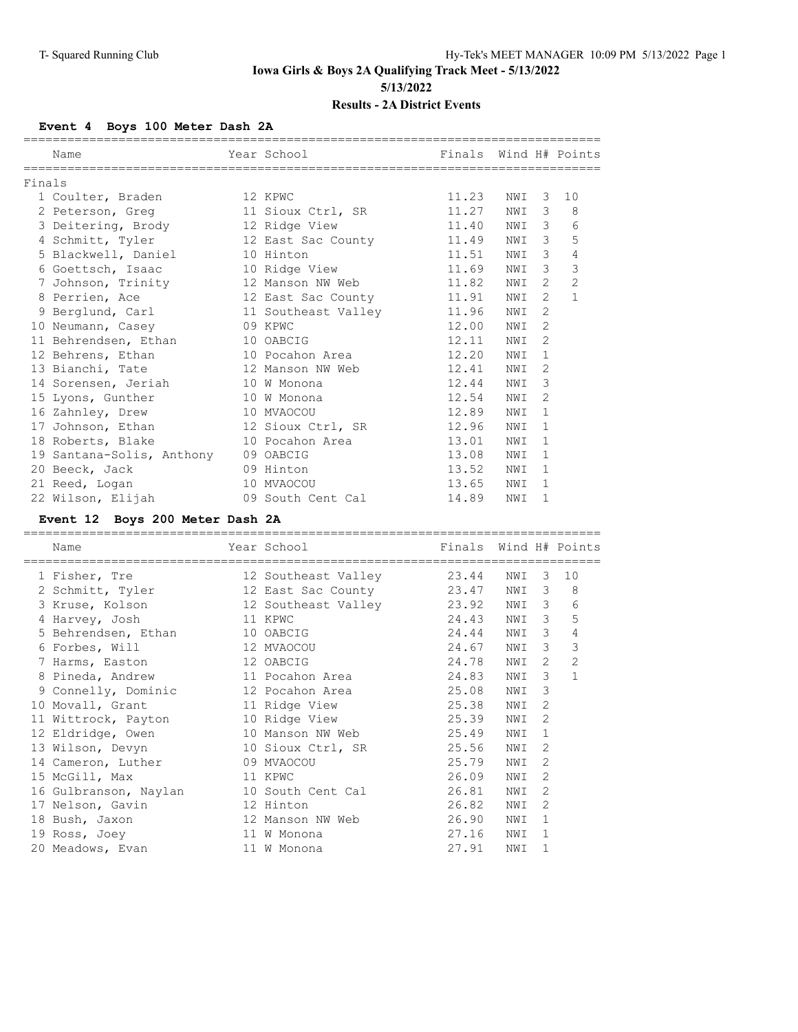**Iowa Girls & Boys 2A Qualifying Track Meet - 5/13/2022**

**5/13/2022**

**Results - 2A District Events**

### Event 4 Boys 100 Meter Dash 2A

**Finals**

| | Name | Year | School | Finals | Wind | H# | Points |
|---|---|---|---|---|---|---|---|
| 1 | Coulter, Braden | 12 | KPWC | 11.23 | NWI | 3 | 10 |
| 2 | Peterson, Greg | 11 | Sioux Ctrl, SR | 11.27 | NWI | 3 | 8 |
| 3 | Deitering, Brody | 12 | Ridge View | 11.40 | NWI | 3 | 6 |
| 4 | Schmitt, Tyler | 12 | East Sac County | 11.49 | NWI | 3 | 5 |
| 5 | Blackwell, Daniel | 10 | Hinton | 11.51 | NWI | 3 | 4 |
| 6 | Goettsch, Isaac | 10 | Ridge View | 11.69 | NWI | 3 | 3 |
| 7 | Johnson, Trinity | 12 | Manson NW Web | 11.82 | NWI | 2 | 2 |
| 8 | Perrien, Ace | 12 | East Sac County | 11.91 | NWI | 2 | 1 |
| 9 | Berglund, Carl | 11 | Southeast Valley | 11.96 | NWI | 2 | |
| 10 | Neumann, Casey | 09 | KPWC | 12.00 | NWI | 2 | |
| 11 | Behrendsen, Ethan | 10 | OABCIG | 12.11 | NWI | 2 | |
| 12 | Behrens, Ethan | 10 | Pocahon Area | 12.20 | NWI | 1 | |
| 13 | Bianchi, Tate | 12 | Manson NW Web | 12.41 | NWI | 2 | |
| 14 | Sorensen, Jeriah | 10 | W Monona | 12.44 | NWI | 3 | |
| 15 | Lyons, Gunther | 10 | W Monona | 12.54 | NWI | 2 | |
| 16 | Zahnley, Drew | 10 | MVAOCOU | 12.89 | NWI | 1 | |
| 17 | Johnson, Ethan | 12 | Sioux Ctrl, SR | 12.96 | NWI | 1 | |
| 18 | Roberts, Blake | 10 | Pocahon Area | 13.01 | NWI | 1 | |
| 19 | Santana-Solis, Anthony | 09 | OABCIG | 13.08 | NWI | 1 | |
| 20 | Beeck, Jack | 09 | Hinton | 13.52 | NWI | 1 | |
| 21 | Reed, Logan | 10 | MVAOCOU | 13.65 | NWI | 1 | |
| 22 | Wilson, Elijah | 09 | South Cent Cal | 14.89 | NWI | 1 | |

### Event 12 Boys 200 Meter Dash 2A

| | Name | Year | School | Finals | Wind | H# | Points |
|---|---|---|---|---|---|---|---|
| 1 | Fisher, Tre | 12 | Southeast Valley | 23.44 | NWI | 3 | 10 |
| 2 | Schmitt, Tyler | 12 | East Sac County | 23.47 | NWI | 3 | 8 |
| 3 | Kruse, Kolson | 12 | Southeast Valley | 23.92 | NWI | 3 | 6 |
| 4 | Harvey, Josh | 11 | KPWC | 24.43 | NWI | 3 | 5 |
| 5 | Behrendsen, Ethan | 10 | OABCIG | 24.44 | NWI | 3 | 4 |
| 6 | Forbes, Will | 12 | MVAOCOU | 24.67 | NWI | 3 | 3 |
| 7 | Harms, Easton | 12 | OABCIG | 24.78 | NWI | 2 | 2 |
| 8 | Pineda, Andrew | 11 | Pocahon Area | 24.83 | NWI | 3 | 1 |
| 9 | Connelly, Dominic | 12 | Pocahon Area | 25.08 | NWI | 3 | |
| 10 | Movall, Grant | 11 | Ridge View | 25.38 | NWI | 2 | |
| 11 | Wittrock, Payton | 10 | Ridge View | 25.39 | NWI | 2 | |
| 12 | Eldridge, Owen | 10 | Manson NW Web | 25.49 | NWI | 1 | |
| 13 | Wilson, Devyn | 10 | Sioux Ctrl, SR | 25.56 | NWI | 2 | |
| 14 | Cameron, Luther | 09 | MVAOCOU | 25.79 | NWI | 2 | |
| 15 | McGill, Max | 11 | KPWC | 26.09 | NWI | 2 | |
| 16 | Gulbranson, Naylan | 10 | South Cent Cal | 26.81 | NWI | 2 | |
| 17 | Nelson, Gavin | 12 | Hinton | 26.82 | NWI | 2 | |
| 18 | Bush, Jaxon | 12 | Manson NW Web | 26.90 | NWI | 1 | |
| 19 | Ross, Joey | 11 | W Monona | 27.16 | NWI | 1 | |
| 20 | Meadows, Evan | 11 | W Monona | 27.91 | NWI | 1 | |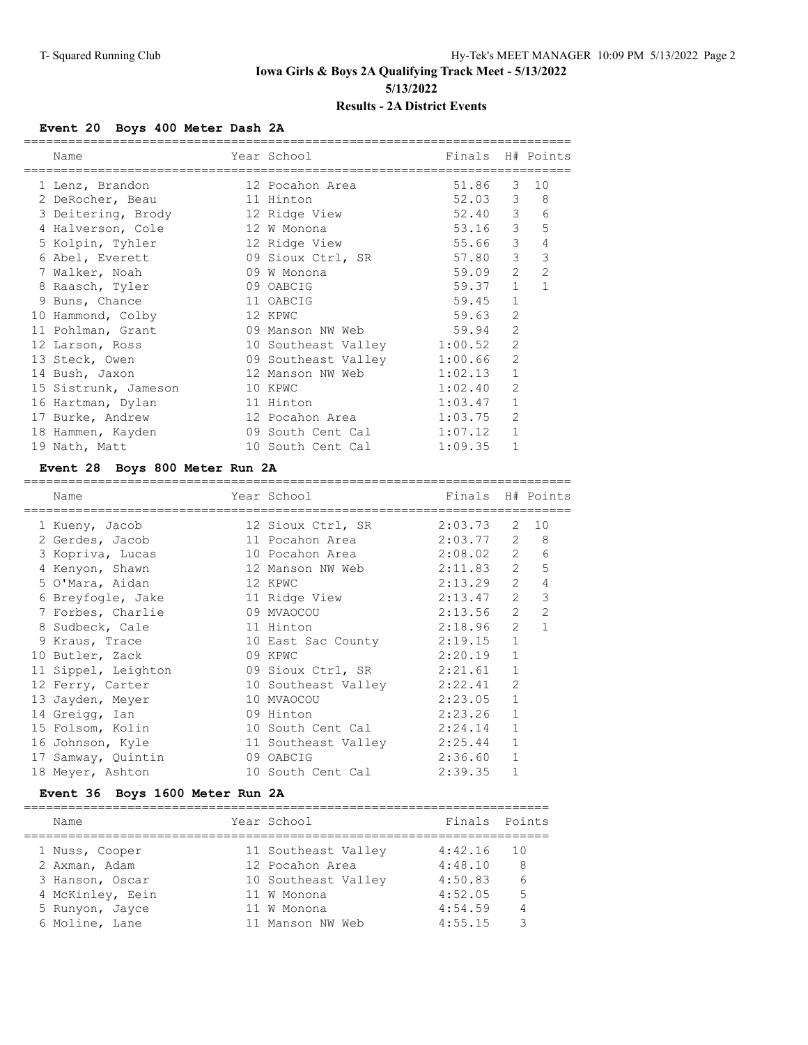# Iowa Girls & Boys 2A Qualifying Track Meet - 5/13/2022

5/13/2022

## Results - 2A District Events

### Event 20 Boys 400 Meter Dash 2A

| | Name | Year | School | Finals | H# | Points |
|---|---|---|---|---|---|---|
| 1 | Lenz, Brandon | 12 | Pocahon Area | 51.86 | 3 | 10 |
| 2 | DeRocher, Beau | 11 | Hinton | 52.03 | 3 | 8 |
| 3 | Deitering, Brody | 12 | Ridge View | 52.40 | 3 | 6 |
| 4 | Halverson, Cole | 12 | W Monona | 53.16 | 3 | 5 |
| 5 | Kolpin, Tyhler | 12 | Ridge View | 55.66 | 3 | 4 |
| 6 | Abel, Everett | 09 | Sioux Ctrl, SR | 57.80 | 3 | 3 |
| 7 | Walker, Noah | 09 | W Monona | 59.09 | 2 | 2 |
| 8 | Raasch, Tyler | 09 | OABCIG | 59.37 | 1 | 1 |
| 9 | Buns, Chance | 11 | OABCIG | 59.45 | 1 | |
| 10 | Hammond, Colby | 12 | KPWC | 59.63 | 2 | |
| 11 | Pohlman, Grant | 09 | Manson NW Web | 59.94 | 2 | |
| 12 | Larson, Ross | 10 | Southeast Valley | 1:00.52 | 2 | |
| 13 | Steck, Owen | 09 | Southeast Valley | 1:00.66 | 2 | |
| 14 | Bush, Jaxon | 12 | Manson NW Web | 1:02.13 | 1 | |
| 15 | Sistrunk, Jameson | 10 | KPWC | 1:02.40 | 2 | |
| 16 | Hartman, Dylan | 11 | Hinton | 1:03.47 | 1 | |
| 17 | Burke, Andrew | 12 | Pocahon Area | 1:03.75 | 2 | |
| 18 | Hammen, Kayden | 09 | South Cent Cal | 1:07.12 | 1 | |
| 19 | Nath, Matt | 10 | South Cent Cal | 1:09.35 | 1 | |

### Event 28 Boys 800 Meter Run 2A

| | Name | Year | School | Finals | H# | Points |
|---|---|---|---|---|---|---|
| 1 | Kueny, Jacob | 12 | Sioux Ctrl, SR | 2:03.73 | 2 | 10 |
| 2 | Gerdes, Jacob | 11 | Pocahon Area | 2:03.77 | 2 | 8 |
| 3 | Kopriva, Lucas | 10 | Pocahon Area | 2:08.02 | 2 | 6 |
| 4 | Kenyon, Shawn | 12 | Manson NW Web | 2:11.83 | 2 | 5 |
| 5 | O'Mara, Aidan | 12 | KPWC | 2:13.29 | 2 | 4 |
| 6 | Breyfogle, Jake | 11 | Ridge View | 2:13.47 | 2 | 3 |
| 7 | Forbes, Charlie | 09 | MVAOCOU | 2:13.56 | 2 | 2 |
| 8 | Sudbeck, Cale | 11 | Hinton | 2:18.96 | 2 | 1 |
| 9 | Kraus, Trace | 10 | East Sac County | 2:19.15 | 1 | |
| 10 | Butler, Zack | 09 | KPWC | 2:20.19 | 1 | |
| 11 | Sippel, Leighton | 09 | Sioux Ctrl, SR | 2:21.61 | 1 | |
| 12 | Ferry, Carter | 10 | Southeast Valley | 2:22.41 | 2 | |
| 13 | Jayden, Meyer | 10 | MVAOCOU | 2:23.05 | 1 | |
| 14 | Greigg, Ian | 09 | Hinton | 2:23.26 | 1 | |
| 15 | Folsom, Kolin | 10 | South Cent Cal | 2:24.14 | 1 | |
| 16 | Johnson, Kyle | 11 | Southeast Valley | 2:25.44 | 1 | |
| 17 | Samway, Quintin | 09 | OABCIG | 2:36.60 | 1 | |
| 18 | Meyer, Ashton | 10 | South Cent Cal | 2:39.35 | 1 | |

### Event 36 Boys 1600 Meter Run 2A

| | Name | Year | School | Finals | Points |
|---|---|---|---|---|---|
| 1 | Nuss, Cooper | 11 | Southeast Valley | 4:42.16 | 10 |
| 2 | Axman, Adam | 12 | Pocahon Area | 4:48.10 | 8 |
| 3 | Hanson, Oscar | 10 | Southeast Valley | 4:50.83 | 6 |
| 4 | McKinley, Eein | 11 | W Monona | 4:52.05 | 5 |
| 5 | Runyon, Jayce | 11 | W Monona | 4:54.59 | 4 |
| 6 | Moline, Lane | 11 | Manson NW Web | 4:55.15 | 3 |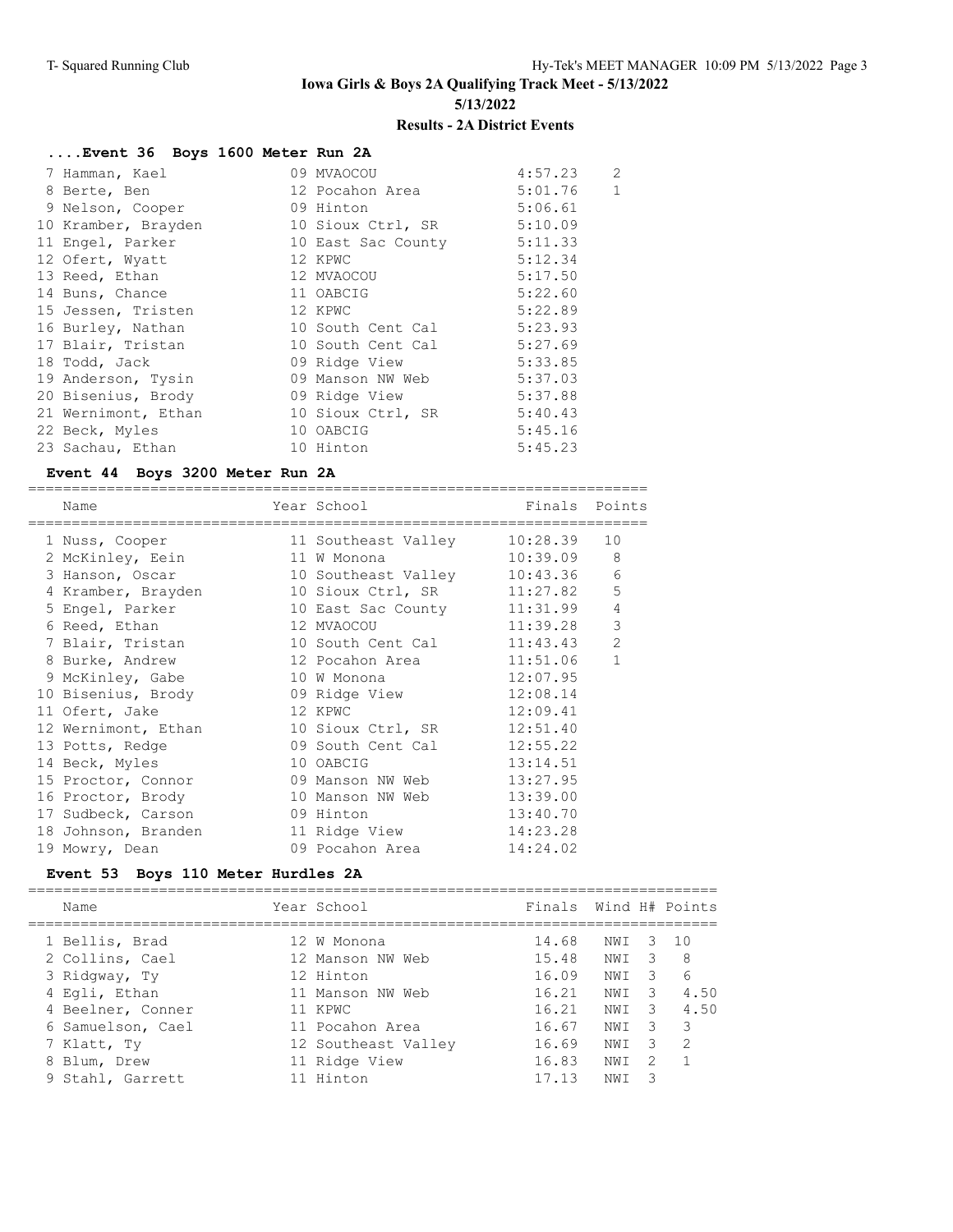# Iowa Girls & Boys 2A Qualifying Track Meet - 5/13/2022

5/13/2022

## Results - 2A District Events

### ....Event 36 Boys 1600 Meter Run 2A

| Place | Name | Year | School | Finals | Points |
|---|---|---|---|---|---|
| 7 | Hamman, Kael | 09 | MVAOCOU | 4:57.23 | 2 |
| 8 | Berte, Ben | 12 | Pocahon Area | 5:01.76 | 1 |
| 9 | Nelson, Cooper | 09 | Hinton | 5:06.61 | |
| 10 | Kramber, Brayden | 10 | Sioux Ctrl, SR | 5:10.09 | |
| 11 | Engel, Parker | 10 | East Sac County | 5:11.33 | |
| 12 | Ofert, Wyatt | 12 | KPWC | 5:12.34 | |
| 13 | Reed, Ethan | 12 | MVAOCOU | 5:17.50 | |
| 14 | Buns, Chance | 11 | OABCIG | 5:22.60 | |
| 15 | Jessen, Tristen | 12 | KPWC | 5:22.89 | |
| 16 | Burley, Nathan | 10 | South Cent Cal | 5:23.93 | |
| 17 | Blair, Tristan | 10 | South Cent Cal | 5:27.69 | |
| 18 | Todd, Jack | 09 | Ridge View | 5:33.85 | |
| 19 | Anderson, Tysin | 09 | Manson NW Web | 5:37.03 | |
| 20 | Bisenius, Brody | 09 | Ridge View | 5:37.88 | |
| 21 | Wernimont, Ethan | 10 | Sioux Ctrl, SR | 5:40.43 | |
| 22 | Beck, Myles | 10 | OABCIG | 5:45.16 | |
| 23 | Sachau, Ethan | 10 | Hinton | 5:45.23 | |

### Event 44 Boys 3200 Meter Run 2A

| Place | Name | Year | School | Finals | Points |
|---|---|---|---|---|---|
| 1 | Nuss, Cooper | 11 | Southeast Valley | 10:28.39 | 10 |
| 2 | McKinley, Eein | 11 | W Monona | 10:39.09 | 8 |
| 3 | Hanson, Oscar | 10 | Southeast Valley | 10:43.36 | 6 |
| 4 | Kramber, Brayden | 10 | Sioux Ctrl, SR | 11:27.82 | 5 |
| 5 | Engel, Parker | 10 | East Sac County | 11:31.99 | 4 |
| 6 | Reed, Ethan | 12 | MVAOCOU | 11:39.28 | 3 |
| 7 | Blair, Tristan | 10 | South Cent Cal | 11:43.43 | 2 |
| 8 | Burke, Andrew | 12 | Pocahon Area | 11:51.06 | 1 |
| 9 | McKinley, Gabe | 10 | W Monona | 12:07.95 | |
| 10 | Bisenius, Brody | 09 | Ridge View | 12:08.14 | |
| 11 | Ofert, Jake | 12 | KPWC | 12:09.41 | |
| 12 | Wernimont, Ethan | 10 | Sioux Ctrl, SR | 12:51.40 | |
| 13 | Potts, Redge | 09 | South Cent Cal | 12:55.22 | |
| 14 | Beck, Myles | 10 | OABCIG | 13:14.51 | |
| 15 | Proctor, Connor | 09 | Manson NW Web | 13:27.95 | |
| 16 | Proctor, Brody | 10 | Manson NW Web | 13:39.00 | |
| 17 | Sudbeck, Carson | 09 | Hinton | 13:40.70 | |
| 18 | Johnson, Branden | 11 | Ridge View | 14:23.28 | |
| 19 | Mowry, Dean | 09 | Pocahon Area | 14:24.02 | |

### Event 53 Boys 110 Meter Hurdles 2A

| Place | Name | Year | School | Finals | Wind | H# | Points |
|---|---|---|---|---|---|---|---|
| 1 | Bellis, Brad | 12 | W Monona | 14.68 | NWI | 3 | 10 |
| 2 | Collins, Cael | 12 | Manson NW Web | 15.48 | NWI | 3 | 8 |
| 3 | Ridgway, Ty | 12 | Hinton | 16.09 | NWI | 3 | 6 |
| 4 | Egli, Ethan | 11 | Manson NW Web | 16.21 | NWI | 3 | 4.50 |
| 4 | Beelner, Conner | 11 | KPWC | 16.21 | NWI | 3 | 4.50 |
| 6 | Samuelson, Cael | 11 | Pocahon Area | 16.67 | NWI | 3 | 3 |
| 7 | Klatt, Ty | 12 | Southeast Valley | 16.69 | NWI | 3 | 2 |
| 8 | Blum, Drew | 11 | Ridge View | 16.83 | NWI | 2 | 1 |
| 9 | Stahl, Garrett | 11 | Hinton | 17.13 | NWI | 3 | |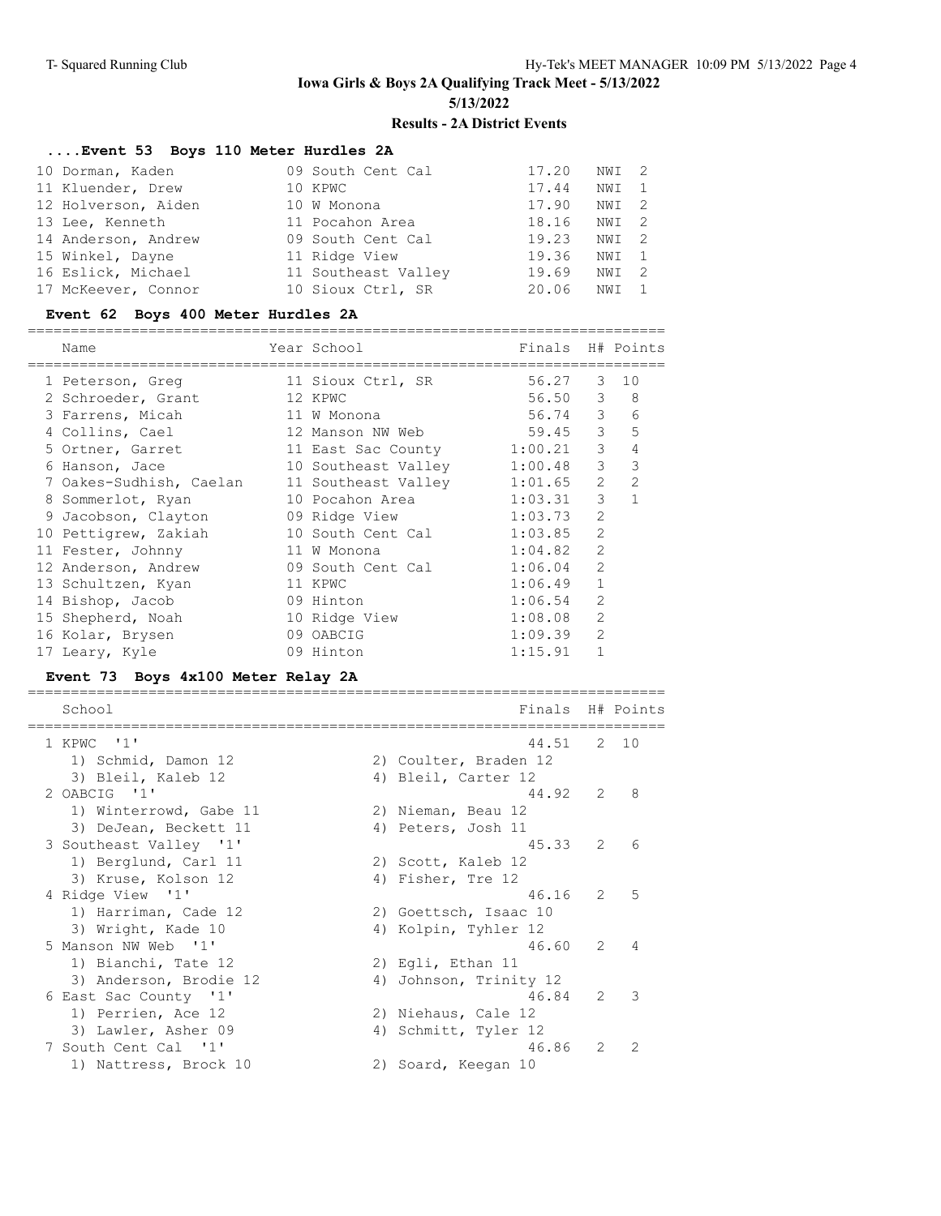# Iowa Girls & Boys 2A Qualifying Track Meet - 5/13/2022

5/13/2022

## Results - 2A District Events

### ....Event 53 Boys 110 Meter Hurdles 2A

| Name | Year | School | Finals | H# |
|---|---|---|---|---|
| 10 Dorman, Kaden | 09 | South Cent Cal | 17.20 | NWI 2 |
| 11 Kluender, Drew | 10 | KPWC | 17.44 | NWI 1 |
| 12 Holverson, Aiden | 10 | W Monona | 17.90 | NWI 2 |
| 13 Lee, Kenneth | 11 | Pocahon Area | 18.16 | NWI 2 |
| 14 Anderson, Andrew | 09 | South Cent Cal | 19.23 | NWI 2 |
| 15 Winkel, Dayne | 11 | Ridge View | 19.36 | NWI 1 |
| 16 Eslick, Michael | 11 | Southeast Valley | 19.69 | NWI 2 |
| 17 McKeever, Connor | 10 | Sioux Ctrl, SR | 20.06 | NWI 1 |

### Event 62 Boys 400 Meter Hurdles 2A

| Name | Year | School | Finals | H# | Points |
|---|---|---|---|---|---|
| 1 Peterson, Greg | 11 | Sioux Ctrl, SR | 56.27 | 3 | 10 |
| 2 Schroeder, Grant | 12 | KPWC | 56.50 | 3 | 8 |
| 3 Farrens, Micah | 11 | W Monona | 56.74 | 3 | 6 |
| 4 Collins, Cael | 12 | Manson NW Web | 59.45 | 3 | 5 |
| 5 Ortner, Garret | 11 | East Sac County | 1:00.21 | 3 | 4 |
| 6 Hanson, Jace | 10 | Southeast Valley | 1:00.48 | 3 | 3 |
| 7 Oakes-Sudhish, Caelan | 11 | Southeast Valley | 1:01.65 | 2 | 2 |
| 8 Sommerlot, Ryan | 10 | Pocahon Area | 1:03.31 | 3 | 1 |
| 9 Jacobson, Clayton | 09 | Ridge View | 1:03.73 | 2 | |
| 10 Pettigrew, Zakiah | 10 | South Cent Cal | 1:03.85 | 2 | |
| 11 Fester, Johnny | 11 | W Monona | 1:04.82 | 2 | |
| 12 Anderson, Andrew | 09 | South Cent Cal | 1:06.04 | 2 | |
| 13 Schultzen, Kyan | 11 | KPWC | 1:06.49 | 1 | |
| 14 Bishop, Jacob | 09 | Hinton | 1:06.54 | 2 | |
| 15 Shepherd, Noah | 10 | Ridge View | 1:08.08 | 2 | |
| 16 Kolar, Brysen | 09 | OABCIG | 1:09.39 | 2 | |
| 17 Leary, Kyle | 09 | Hinton | 1:15.91 | 1 | |

### Event 73 Boys 4x100 Meter Relay 2A

| School | Finals | H# | Points |
|---|---|---|---|
| 1 KPWC '1' | 44.51 | 2 | 10 |
| 1) Schmid, Damon 12; 2) Coulter, Braden 12; 3) Bleil, Kaleb 12; 4) Bleil, Carter 12 | | | |
| 2 OABCIG '1' | 44.92 | 2 | 8 |
| 1) Winterrowd, Gabe 11; 2) Nieman, Beau 12; 3) DeJean, Beckett 11; 4) Peters, Josh 11 | | | |
| 3 Southeast Valley '1' | 45.33 | 2 | 6 |
| 1) Berglund, Carl 11; 2) Scott, Kaleb 12; 3) Kruse, Kolson 12; 4) Fisher, Tre 12 | | | |
| 4 Ridge View '1' | 46.16 | 2 | 5 |
| 1) Harriman, Cade 12; 2) Goettsch, Isaac 10; 3) Wright, Kade 10; 4) Kolpin, Tyhler 12 | | | |
| 5 Manson NW Web '1' | 46.60 | 2 | 4 |
| 1) Bianchi, Tate 12; 2) Egli, Ethan 11; 3) Anderson, Brodie 12; 4) Johnson, Trinity 12 | | | |
| 6 East Sac County '1' | 46.84 | 2 | 3 |
| 1) Perrien, Ace 12; 2) Niehaus, Cale 12; 3) Lawler, Asher 09; 4) Schmitt, Tyler 12 | | | |
| 7 South Cent Cal '1' | 46.86 | 2 | 2 |
| 1) Nattress, Brock 10; 2) Soard, Keegan 10 | | | |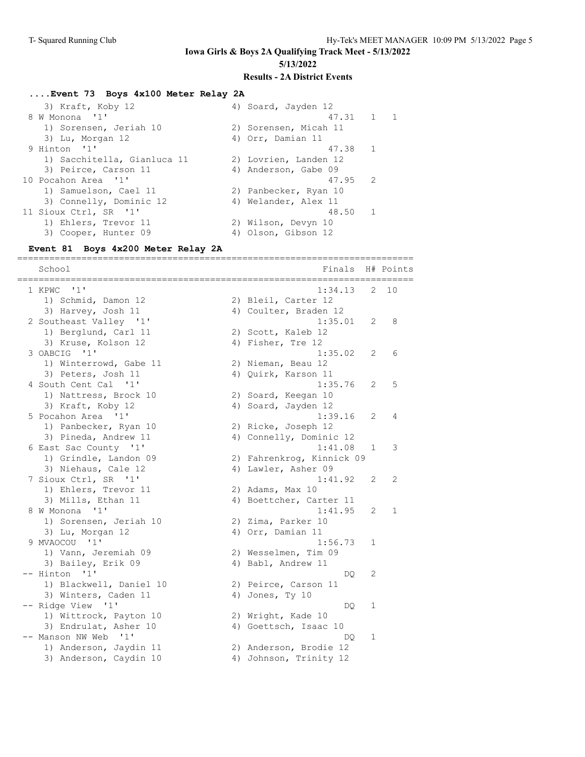# Iowa Girls & Boys 2A Qualifying Track Meet - 5/13/2022

5/13/2022

## Results - 2A District Events

### ....Event 73 Boys 4x100 Meter Relay 2A

```
   3) Kraft, Koby 12                   4) Soard, Jayden 12
 8 W Monona  '1'                                  47.31   1    1
   1) Sorensen, Jeriah 10              2) Sorensen, Micah 11
   3) Lu, Morgan 12                    4) Orr, Damian 11
 9 Hinton  '1'                                    47.38   1
   1) Sacchitella, Gianluca 11         2) Lovrien, Landen 12
   3) Peirce, Carson 11                4) Anderson, Gabe 09
10 Pocahon Area  '1'                              47.95   2
   1) Samuelson, Cael 11               2) Panbecker, Ryan 10
   3) Connelly, Dominic 12             4) Welander, Alex 11
11 Sioux Ctrl, SR  '1'                            48.50   1
   1) Ehlers, Trevor 11                2) Wilson, Devyn 10
   3) Cooper, Hunter 09                4) Olson, Gibson 12
```

### Event 81 Boys 4x200 Meter Relay 2A

```
=========================================================================
    School                                         Finals  H# Points
=========================================================================
  1 KPWC  '1'                                     1:34.13   2  10
    1) Schmid, Damon 12                2) Bleil, Carter 12
    3) Harvey, Josh 11                 4) Coulter, Braden 12
  2 Southeast Valley  '1'                         1:35.01   2   8
    1) Berglund, Carl 11               2) Scott, Kaleb 12
    3) Kruse, Kolson 12                4) Fisher, Tre 12
  3 OABCIG  '1'                                   1:35.02   2   6
    1) Winterrowd, Gabe 11             2) Nieman, Beau 12
    3) Peters, Josh 11                 4) Quirk, Karson 11
  4 South Cent Cal  '1'                           1:35.76   2   5
    1) Nattress, Brock 10              2) Soard, Keegan 10
    3) Kraft, Koby 12                  4) Soard, Jayden 12
  5 Pocahon Area  '1'                             1:39.16   2   4
    1) Panbecker, Ryan 10              2) Ricke, Joseph 12
    3) Pineda, Andrew 11               4) Connelly, Dominic 12
  6 East Sac County  '1'                          1:41.08   1   3
    1) Grindle, Landon 09              2) Fahrenkrog, Kinnick 09
    3) Niehaus, Cale 12                4) Lawler, Asher 09
  7 Sioux Ctrl, SR  '1'                           1:41.92   2   2
    1) Ehlers, Trevor 11               2) Adams, Max 10
    3) Mills, Ethan 11                 4) Boettcher, Carter 11
  8 W Monona  '1'                                 1:41.95   2   1
    1) Sorensen, Jeriah 10             2) Zima, Parker 10
    3) Lu, Morgan 12                   4) Orr, Damian 11
  9 MVAOCOU  '1'                                  1:56.73   1
    1) Vann, Jeremiah 09               2) Wesselmen, Tim 09
    3) Bailey, Erik 09                 4) Babl, Andrew 11
 -- Hinton  '1'                                        DQ   2
    1) Blackwell, Daniel 10            2) Peirce, Carson 11
    3) Winters, Caden 11               4) Jones, Ty 10
 -- Ridge View  '1'                                    DQ   1
    1) Wittrock, Payton 10             2) Wright, Kade 10
    3) Endrulat, Asher 10              4) Goettsch, Isaac 10
 -- Manson NW Web  '1'                                 DQ   1
    1) Anderson, Jaydin 11             2) Anderson, Brodie 12
    3) Anderson, Caydin 10             4) Johnson, Trinity 12
```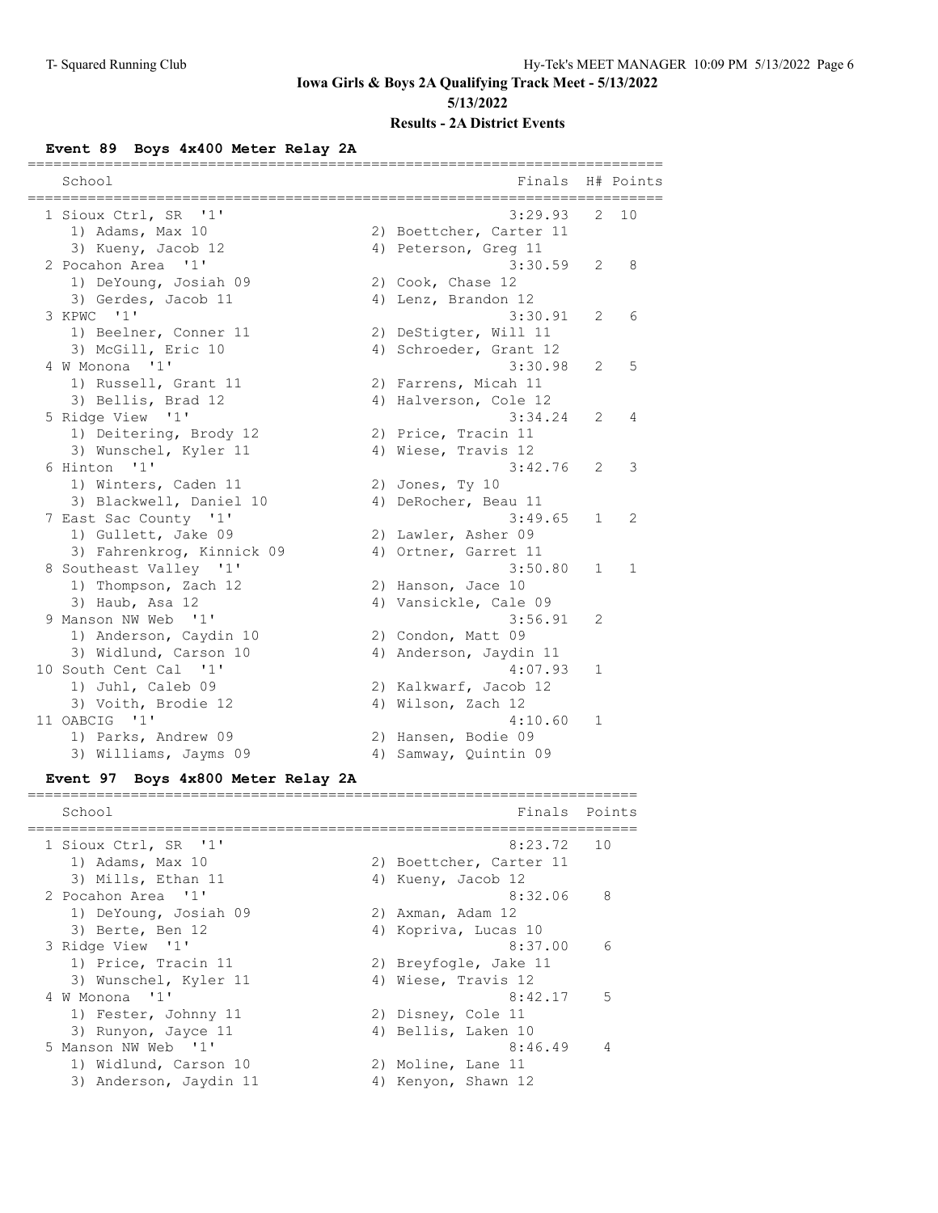**Iowa Girls & Boys 2A Qualifying Track Meet - 5/13/2022**

**5/13/2022**

**Results - 2A District Events**

### Event 89 Boys 4x400 Meter Relay 2A

| Place | School | Finals | H# | Points |
|---|---|---|---|---|
| 1 | Sioux Ctrl, SR '1' | 3:29.93 | 2 | 10 |
| | 1) Adams, Max 10; 2) Boettcher, Carter 11; 3) Kueny, Jacob 12; 4) Peterson, Greg 11 | | | |
| 2 | Pocahon Area '1' | 3:30.59 | 2 | 8 |
| | 1) DeYoung, Josiah 09; 2) Cook, Chase 12; 3) Gerdes, Jacob 11; 4) Lenz, Brandon 12 | | | |
| 3 | KPWC '1' | 3:30.91 | 2 | 6 |
| | 1) Beelner, Conner 11; 2) DeStigter, Will 11; 3) McGill, Eric 10; 4) Schroeder, Grant 12 | | | |
| 4 | W Monona '1' | 3:30.98 | 2 | 5 |
| | 1) Russell, Grant 11; 2) Farrens, Micah 11; 3) Bellis, Brad 12; 4) Halverson, Cole 12 | | | |
| 5 | Ridge View '1' | 3:34.24 | 2 | 4 |
| | 1) Deitering, Brody 12; 2) Price, Tracin 11; 3) Wunschel, Kyler 11; 4) Wiese, Travis 12 | | | |
| 6 | Hinton '1' | 3:42.76 | 2 | 3 |
| | 1) Winters, Caden 11; 2) Jones, Ty 10; 3) Blackwell, Daniel 10; 4) DeRocher, Beau 11 | | | |
| 7 | East Sac County '1' | 3:49.65 | 1 | 2 |
| | 1) Gullett, Jake 09; 2) Lawler, Asher 09; 3) Fahrenkrog, Kinnick 09; 4) Ortner, Garret 11 | | | |
| 8 | Southeast Valley '1' | 3:50.80 | 1 | 1 |
| | 1) Thompson, Zach 12; 2) Hanson, Jace 10; 3) Haub, Asa 12; 4) Vansickle, Cale 09 | | | |
| 9 | Manson NW Web '1' | 3:56.91 | 2 | |
| | 1) Anderson, Caydin 10; 2) Condon, Matt 09; 3) Widlund, Carson 10; 4) Anderson, Jaydin 11 | | | |
| 10 | South Cent Cal '1' | 4:07.93 | 1 | |
| | 1) Juhl, Caleb 09; 2) Kalkwarf, Jacob 12; 3) Voith, Brodie 12; 4) Wilson, Zach 12 | | | |
| 11 | OABCIG '1' | 4:10.60 | 1 | |
| | 1) Parks, Andrew 09; 2) Hansen, Bodie 09; 3) Williams, Jayms 09; 4) Samway, Quintin 09 | | | |

### Event 97 Boys 4x800 Meter Relay 2A

| Place | School | Finals | Points |
|---|---|---|---|
| 1 | Sioux Ctrl, SR '1' | 8:23.72 | 10 |
| | 1) Adams, Max 10; 2) Boettcher, Carter 11; 3) Mills, Ethan 11; 4) Kueny, Jacob 12 | | |
| 2 | Pocahon Area '1' | 8:32.06 | 8 |
| | 1) DeYoung, Josiah 09; 2) Axman, Adam 12; 3) Berte, Ben 12; 4) Kopriva, Lucas 10 | | |
| 3 | Ridge View '1' | 8:37.00 | 6 |
| | 1) Price, Tracin 11; 2) Breyfogle, Jake 11; 3) Wunschel, Kyler 11; 4) Wiese, Travis 12 | | |
| 4 | W Monona '1' | 8:42.17 | 5 |
| | 1) Fester, Johnny 11; 2) Disney, Cole 11; 3) Runyon, Jayce 11; 4) Bellis, Laken 10 | | |
| 5 | Manson NW Web '1' | 8:46.49 | 4 |
| | 1) Widlund, Carson 10; 2) Moline, Lane 11; 3) Anderson, Jaydin 11; 4) Kenyon, Shawn 12 | | |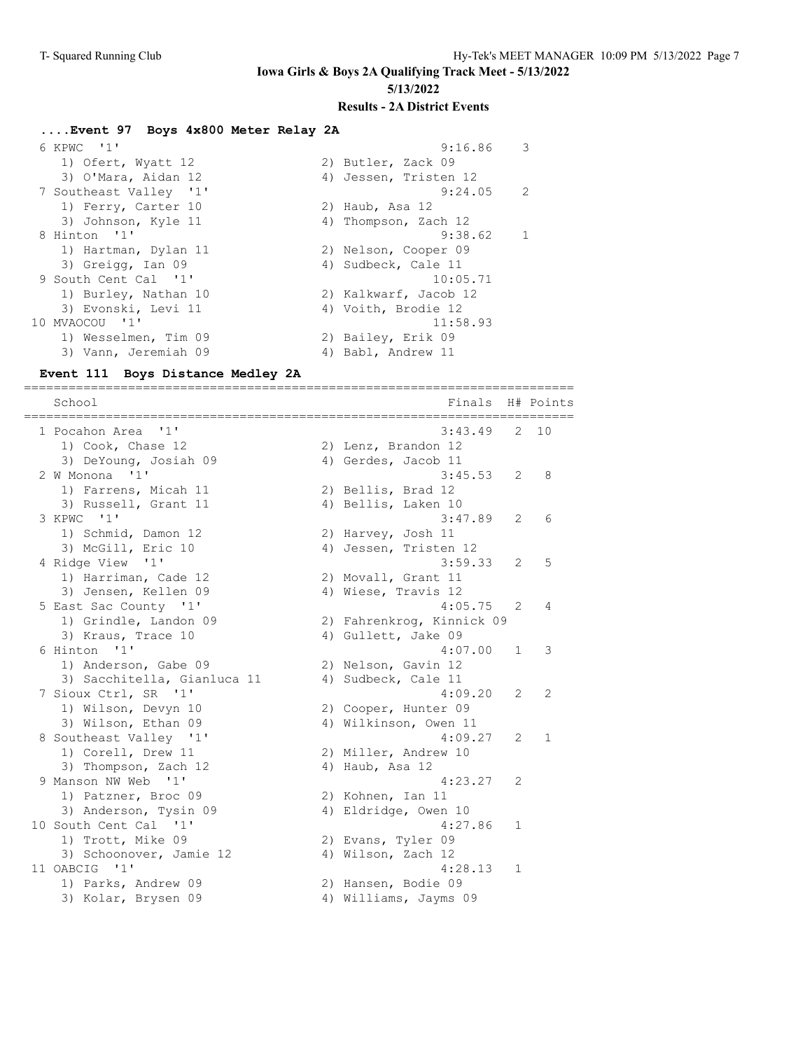# Iowa Girls & Boys 2A Qualifying Track Meet - 5/13/2022

**5/13/2022**

**Results - 2A District Events**

### ....Event 97 Boys 4x800 Meter Relay 2A

| Place | School | Finals | Points |
|---|---|---|---|
| 6 | KPWC '1' | 9:16.86 | 3 |
| | 1) Ofert, Wyatt 12; 2) Butler, Zack 09; 3) O'Mara, Aidan 12; 4) Jessen, Tristen 12 | | |
| 7 | Southeast Valley '1' | 9:24.05 | 2 |
| | 1) Ferry, Carter 10; 2) Haub, Asa 12; 3) Johnson, Kyle 11; 4) Thompson, Zach 12 | | |
| 8 | Hinton '1' | 9:38.62 | 1 |
| | 1) Hartman, Dylan 11; 2) Nelson, Cooper 09; 3) Greigg, Ian 09; 4) Sudbeck, Cale 11 | | |
| 9 | South Cent Cal '1' | 10:05.71 | |
| | 1) Burley, Nathan 10; 2) Kalkwarf, Jacob 12; 3) Evonski, Levi 11; 4) Voith, Brodie 12 | | |
| 10 | MVAOCOU '1' | 11:58.93 | |
| | 1) Wesselmen, Tim 09; 2) Bailey, Erik 09; 3) Vann, Jeremiah 09; 4) Babl, Andrew 11 | | |

### Event 111 Boys Distance Medley 2A

| Place | School | Finals | H# | Points |
|---|---|---|---|---|
| 1 | Pocahon Area '1' | 3:43.49 | 2 | 10 |
| | 1) Cook, Chase 12; 2) Lenz, Brandon 12; 3) DeYoung, Josiah 09; 4) Gerdes, Jacob 11 | | | |
| 2 | W Monona '1' | 3:45.53 | 2 | 8 |
| | 1) Farrens, Micah 11; 2) Bellis, Brad 12; 3) Russell, Grant 11; 4) Bellis, Laken 10 | | | |
| 3 | KPWC '1' | 3:47.89 | 2 | 6 |
| | 1) Schmid, Damon 12; 2) Harvey, Josh 11; 3) McGill, Eric 10; 4) Jessen, Tristen 12 | | | |
| 4 | Ridge View '1' | 3:59.33 | 2 | 5 |
| | 1) Harriman, Cade 12; 2) Movall, Grant 11; 3) Jensen, Kellen 09; 4) Wiese, Travis 12 | | | |
| 5 | East Sac County '1' | 4:05.75 | 2 | 4 |
| | 1) Grindle, Landon 09; 2) Fahrenkrog, Kinnick 09; 3) Kraus, Trace 10; 4) Gullett, Jake 09 | | | |
| 6 | Hinton '1' | 4:07.00 | 1 | 3 |
| | 1) Anderson, Gabe 09; 2) Nelson, Gavin 12; 3) Sacchitella, Gianluca 11; 4) Sudbeck, Cale 11 | | | |
| 7 | Sioux Ctrl, SR '1' | 4:09.20 | 2 | 2 |
| | 1) Wilson, Devyn 10; 2) Cooper, Hunter 09; 3) Wilson, Ethan 09; 4) Wilkinson, Owen 11 | | | |
| 8 | Southeast Valley '1' | 4:09.27 | 2 | 1 |
| | 1) Corell, Drew 11; 2) Miller, Andrew 10; 3) Thompson, Zach 12; 4) Haub, Asa 12 | | | |
| 9 | Manson NW Web '1' | 4:23.27 | 2 | |
| | 1) Patzner, Broc 09; 2) Kohnen, Ian 11; 3) Anderson, Tysin 09; 4) Eldridge, Owen 10 | | | |
| 10 | South Cent Cal '1' | 4:27.86 | 1 | |
| | 1) Trott, Mike 09; 2) Evans, Tyler 09; 3) Schoonover, Jamie 12; 4) Wilson, Zach 12 | | | |
| 11 | OABCIG '1' | 4:28.13 | 1 | |
| | 1) Parks, Andrew 09; 2) Hansen, Bodie 09; 3) Kolar, Brysen 09; 4) Williams, Jayms 09 | | | |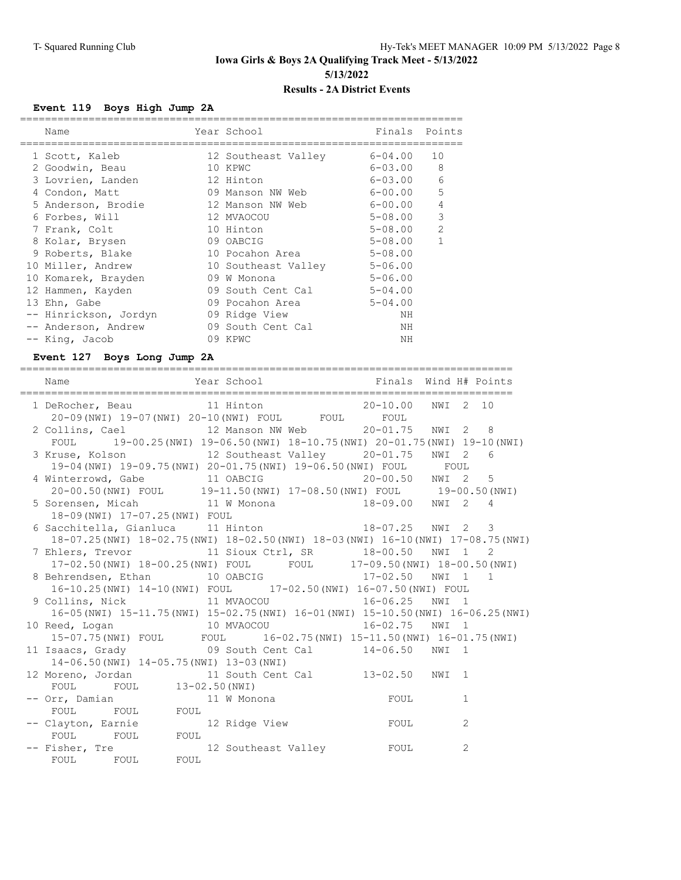# Iowa Girls & Boys 2A Qualifying Track Meet - 5/13/2022

5/13/2022

**Results - 2A District Events**

## Event 119 Boys High Jump 2A

| | Name | Year | School | Finals | Points |
|---|---|---|---|---|---|
| 1 | Scott, Kaleb | 12 | Southeast Valley | 6-04.00 | 10 |
| 2 | Goodwin, Beau | 10 | KPWC | 6-03.00 | 8 |
| 3 | Lovrien, Landen | 12 | Hinton | 6-03.00 | 6 |
| 4 | Condon, Matt | 09 | Manson NW Web | 6-00.00 | 5 |
| 5 | Anderson, Brodie | 12 | Manson NW Web | 6-00.00 | 4 |
| 6 | Forbes, Will | 12 | MVAOCOU | 5-08.00 | 3 |
| 7 | Frank, Colt | 10 | Hinton | 5-08.00 | 2 |
| 8 | Kolar, Brysen | 09 | OABCIG | 5-08.00 | 1 |
| 9 | Roberts, Blake | 10 | Pocahon Area | 5-08.00 | |
| 10 | Miller, Andrew | 10 | Southeast Valley | 5-06.00 | |
| 10 | Komarek, Brayden | 09 | W Monona | 5-06.00 | |
| 12 | Hammen, Kayden | 09 | South Cent Cal | 5-04.00 | |
| 13 | Ehn, Gabe | 09 | Pocahon Area | 5-04.00 | |
| -- | Hinrickson, Jordyn | 09 | Ridge View | NH | |
| -- | Anderson, Andrew | 09 | South Cent Cal | NH | |
| -- | King, Jacob | 09 | KPWC | NH | |

## Event 127 Boys Long Jump 2A

```
==============================================================================
    Name                    Year School                Finals  Wind H# Points
==============================================================================
  1 DeRocher, Beau            11 Hinton               20-10.00   NWI  2  10
     20-09(NWI) 19-07(NWI) 20-10(NWI) FOUL      FOUL      FOUL
  2 Collins, Cael             12 Manson NW Web        20-01.75   NWI  2   8
     FOUL      19-00.25(NWI) 19-06.50(NWI) 18-10.75(NWI) 20-01.75(NWI) 19-10(NWI)
  3 Kruse, Kolson             12 Southeast Valley     20-01.75   NWI  2   6
     19-04(NWI) 19-09.75(NWI) 20-01.75(NWI) 19-06.50(NWI) FOUL      FOUL
  4 Winterrowd, Gabe          11 OABCIG               20-00.50   NWI  2   5
     20-00.50(NWI) FOUL      19-11.50(NWI) 17-08.50(NWI) FOUL      19-00.50(NWI)
  5 Sorensen, Micah           11 W Monona             18-09.00   NWI  2   4
     18-09(NWI) 17-07.25(NWI) FOUL
  6 Sacchitella, Gianluca     11 Hinton               18-07.25   NWI  2   3
     18-07.25(NWI) 18-02.75(NWI) 18-02.50(NWI) 18-03(NWI) 16-10(NWI) 17-08.75(NWI)
  7 Ehlers, Trevor            11 Sioux Ctrl, SR       18-00.50   NWI  1   2
     17-02.50(NWI) 18-00.25(NWI) FOUL      FOUL      17-09.50(NWI) 18-00.50(NWI)
  8 Behrendsen, Ethan         10 OABCIG               17-02.50   NWI  1   1
     16-10.25(NWI) 14-10(NWI) FOUL      17-02.50(NWI) 16-07.50(NWI) FOUL
  9 Collins, Nick             11 MVAOCOU              16-06.25   NWI  1
     16-05(NWI) 15-11.75(NWI) 15-02.75(NWI) 16-01(NWI) 15-10.50(NWI) 16-06.25(NWI)
 10 Reed, Logan               10 MVAOCOU              16-02.75   NWI  1
     15-07.75(NWI) FOUL      FOUL      16-02.75(NWI) 15-11.50(NWI) 16-01.75(NWI)
 11 Isaacs, Grady             09 South Cent Cal       14-06.50   NWI  1
     14-06.50(NWI) 14-05.75(NWI) 13-03(NWI)
 12 Moreno, Jordan            11 South Cent Cal       13-02.50   NWI  1
     FOUL      FOUL      13-02.50(NWI)
 -- Orr, Damian               11 W Monona                 FOUL        1
     FOUL      FOUL      FOUL
 -- Clayton, Earnie           12 Ridge View               FOUL        2
     FOUL      FOUL      FOUL
 -- Fisher, Tre               12 Southeast Valley         FOUL        2
     FOUL      FOUL      FOUL
```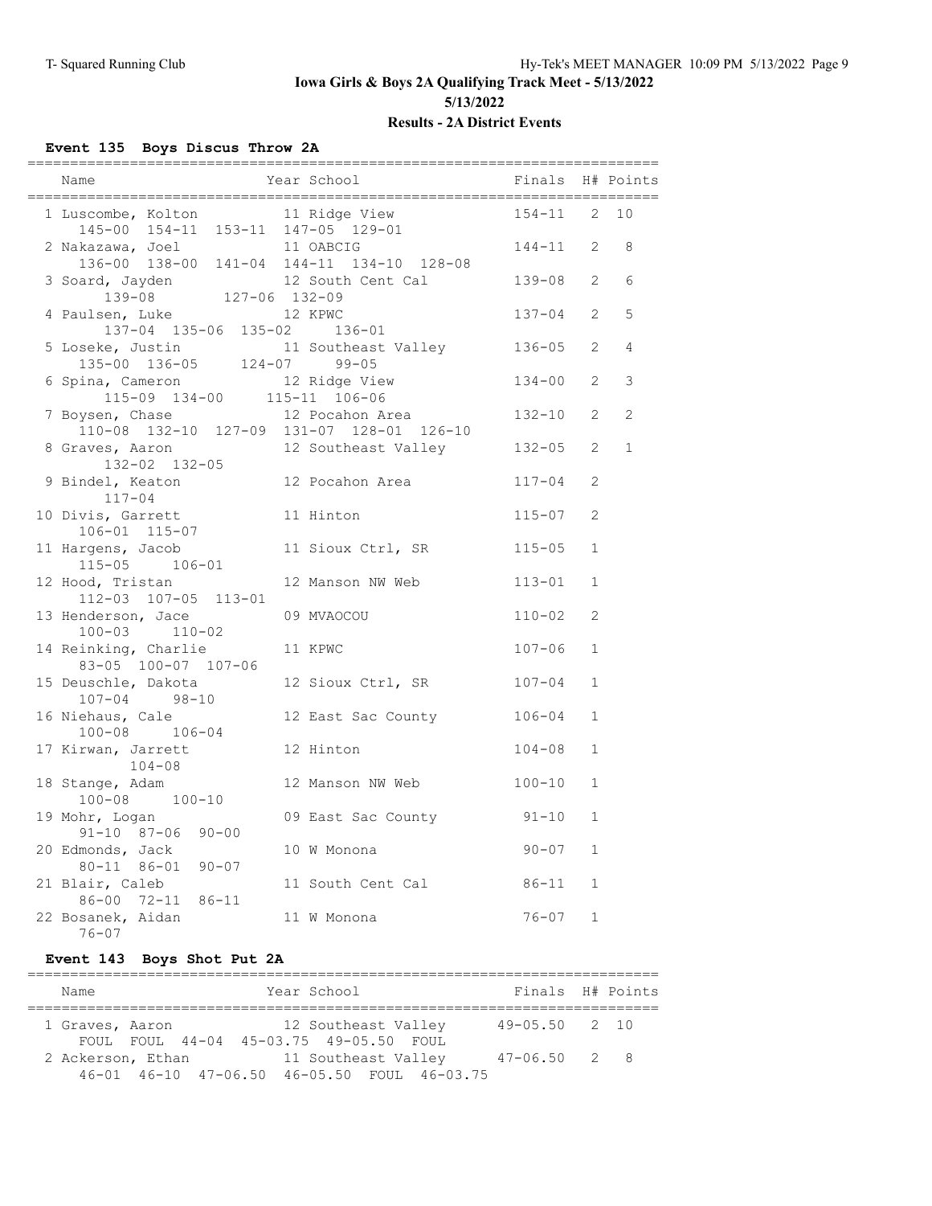# Iowa Girls & Boys 2A Qualifying Track Meet - 5/13/2022

**5/13/2022**

## Results - 2A District Events

### Event 135 Boys Discus Throw 2A

| Name | Year | School | Finals | H# | Points |
|---|---|---|---|---|---|
| 1 Luscombe, Kolton | 11 | Ridge View | 154-11 | 2 | 10 |
| 145-00 154-11 153-11 147-05 129-01 | | | | | |
| 2 Nakazawa, Joel | 11 | OABCIG | 144-11 | 2 | 8 |
| 136-00 138-00 141-04 144-11 134-10 128-08 | | | | | |
| 3 Soard, Jayden | 12 | South Cent Cal | 139-08 | 2 | 6 |
| 139-08 127-06 132-09 | | | | | |
| 4 Paulsen, Luke | 12 | KPWC | 137-04 | 2 | 5 |
| 137-04 135-06 135-02 136-01 | | | | | |
| 5 Loseke, Justin | 11 | Southeast Valley | 136-05 | 2 | 4 |
| 135-00 136-05 124-07 99-05 | | | | | |
| 6 Spina, Cameron | 12 | Ridge View | 134-00 | 2 | 3 |
| 115-09 134-00 115-11 106-06 | | | | | |
| 7 Boysen, Chase | 12 | Pocahon Area | 132-10 | 2 | 2 |
| 110-08 132-10 127-09 131-07 128-01 126-10 | | | | | |
| 8 Graves, Aaron | 12 | Southeast Valley | 132-05 | 2 | 1 |
| 132-02 132-05 | | | | | |
| 9 Bindel, Keaton | 12 | Pocahon Area | 117-04 | 2 | |
| 117-04 | | | | | |
| 10 Divis, Garrett | 11 | Hinton | 115-07 | 2 | |
| 106-01 115-07 | | | | | |
| 11 Hargens, Jacob | 11 | Sioux Ctrl, SR | 115-05 | 1 | |
| 115-05 106-01 | | | | | |
| 12 Hood, Tristan | 12 | Manson NW Web | 113-01 | 1 | |
| 112-03 107-05 113-01 | | | | | |
| 13 Henderson, Jace | 09 | MVAOCOU | 110-02 | 2 | |
| 100-03 110-02 | | | | | |
| 14 Reinking, Charlie | 11 | KPWC | 107-06 | 1 | |
| 83-05 100-07 107-06 | | | | | |
| 15 Deuschle, Dakota | 12 | Sioux Ctrl, SR | 107-04 | 1 | |
| 107-04 98-10 | | | | | |
| 16 Niehaus, Cale | 12 | East Sac County | 106-04 | 1 | |
| 100-08 106-04 | | | | | |
| 17 Kirwan, Jarrett | 12 | Hinton | 104-08 | 1 | |
| 104-08 | | | | | |
| 18 Stange, Adam | 12 | Manson NW Web | 100-10 | 1 | |
| 100-08 100-10 | | | | | |
| 19 Mohr, Logan | 09 | East Sac County | 91-10 | 1 | |
| 91-10 87-06 90-00 | | | | | |
| 20 Edmonds, Jack | 10 | W Monona | 90-07 | 1 | |
| 80-11 86-01 90-07 | | | | | |
| 21 Blair, Caleb | 11 | South Cent Cal | 86-11 | 1 | |
| 86-00 72-11 86-11 | | | | | |
| 22 Bosanek, Aidan | 11 | W Monona | 76-07 | 1 | |
| 76-07 | | | | | |

### Event 143 Boys Shot Put 2A

| Name | Year | School | Finals | H# | Points |
|---|---|---|---|---|---|
| 1 Graves, Aaron | 12 | Southeast Valley | 49-05.50 | 2 | 10 |
| FOUL FOUL 44-04 45-03.75 49-05.50 FOUL | | | | | |
| 2 Ackerson, Ethan | 11 | Southeast Valley | 47-06.50 | 2 | 8 |
| 46-01 46-10 47-06.50 46-05.50 FOUL 46-03.75 | | | | | |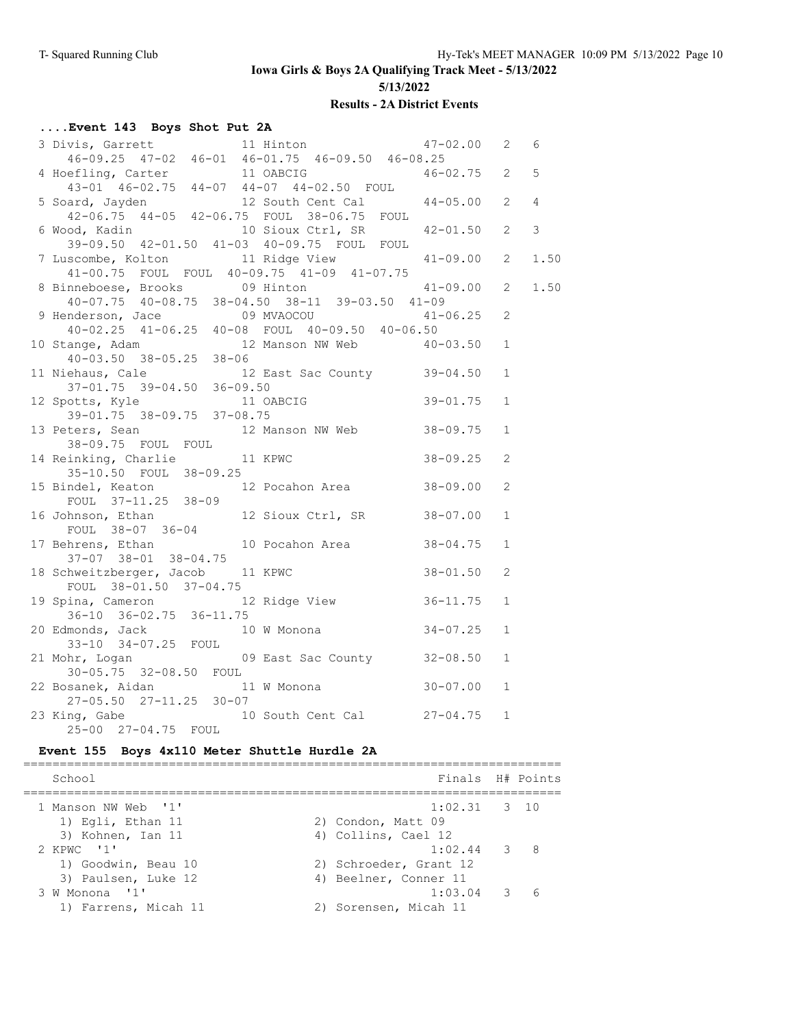**Iowa Girls & Boys 2A Qualifying Track Meet - 5/13/2022**

**5/13/2022**

**Results - 2A District Events**

### ....Event 143 Boys Shot Put 2A

```
  3 Divis, Garrett            11 Hinton                47-02.00   2   6
      46-09.25  47-02  46-01  46-01.75  46-09.50  46-08.25
  4 Hoefling, Carter          11 OABCIG                46-02.75   2   5
      43-01  46-02.75  44-07  44-07  44-02.50  FOUL
  5 Soard, Jayden             12 South Cent Cal        44-05.00   2   4
      42-06.75  44-05  42-06.75  FOUL  38-06.75  FOUL
  6 Wood, Kadin               10 Sioux Ctrl, SR        42-01.50   2   3
      39-09.50  42-01.50  41-03  40-09.75  FOUL  FOUL
  7 Luscombe, Kolton          11 Ridge View            41-09.00   2   1.50
      41-00.75  FOUL  FOUL  40-09.75  41-09  41-07.75
  8 Binneboese, Brooks        09 Hinton                41-09.00   2   1.50
      40-07.75  40-08.75  38-04.50  38-11  39-03.50  41-09
  9 Henderson, Jace           09 MVAOCOU               41-06.25   2
      40-02.25  41-06.25  40-08  FOUL  40-09.50  40-06.50
 10 Stange, Adam              12 Manson NW Web         40-03.50   1
      40-03.50  38-05.25  38-06
 11 Niehaus, Cale             12 East Sac County       39-04.50   1
      37-01.75  39-04.50  36-09.50
 12 Spotts, Kyle              11 OABCIG                39-01.75   1
      39-01.75  38-09.75  37-08.75
 13 Peters, Sean              12 Manson NW Web         38-09.75   1
      38-09.75  FOUL  FOUL
 14 Reinking, Charlie         11 KPWC                  38-09.25   2
      35-10.50  FOUL  38-09.25
 15 Bindel, Keaton            12 Pocahon Area          38-09.00   2
      FOUL  37-11.25  38-09
 16 Johnson, Ethan            12 Sioux Ctrl, SR        38-07.00   1
      FOUL  38-07  36-04
 17 Behrens, Ethan            10 Pocahon Area          38-04.75   1
      37-07  38-01  38-04.75
 18 Schweitzberger, Jacob     11 KPWC                  38-01.50   2
      FOUL  38-01.50  37-04.75
 19 Spina, Cameron            12 Ridge View            36-11.75   1
      36-10  36-02.75  36-11.75
 20 Edmonds, Jack             10 W Monona              34-07.25   1
      33-10  34-07.25  FOUL
 21 Mohr, Logan               09 East Sac County       32-08.50   1
      30-05.75  32-08.50  FOUL
 22 Bosanek, Aidan            11 W Monona              30-07.00   1
      27-05.50  27-11.25  30-07
 23 King, Gabe                10 South Cent Cal        27-04.75   1
      25-00  27-04.75  FOUL
```

### Event 155 Boys 4x110 Meter Shuttle Hurdle 2A

```
=========================================================================
    School                                            Finals  H# Points
=========================================================================
  1 Manson NW Web  '1'                               1:02.31   3  10
     1) Egli, Ethan 11                 2) Condon, Matt 09
     3) Kohnen, Ian 11                 4) Collins, Cael 12
  2 KPWC  '1'                                        1:02.44   3   8
     1) Goodwin, Beau 10               2) Schroeder, Grant 12
     3) Paulsen, Luke 12               4) Beelner, Conner 11
  3 W Monona  '1'                                    1:03.04   3   6
     1) Farrens, Micah 11              2) Sorensen, Micah 11
```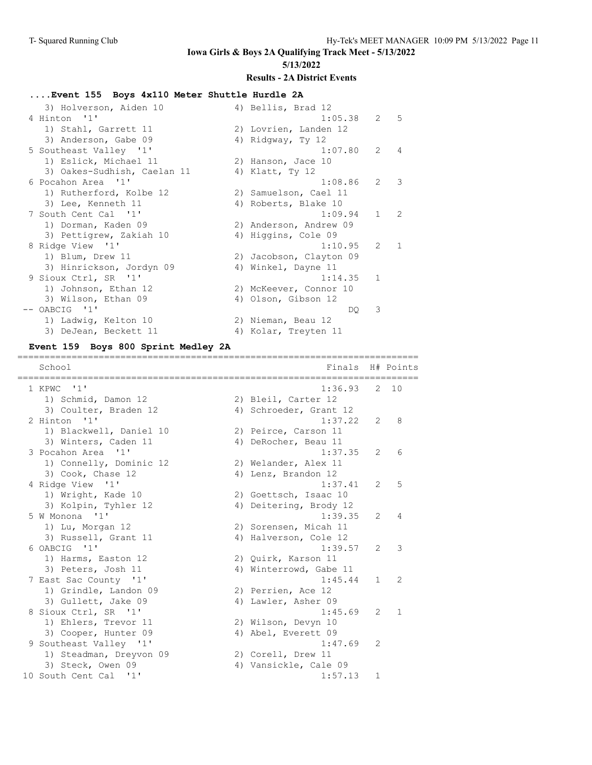**Iowa Girls & Boys 2A Qualifying Track Meet - 5/13/2022**

**5/13/2022**

**Results - 2A District Events**

### ....Event 155 Boys 4x110 Meter Shuttle Hurdle 2A

```
   3) Holverson, Aiden 10             4) Bellis, Brad 12
 4 Hinton  '1'                                 1:05.38   2   5
   1) Stahl, Garrett 11               2) Lovrien, Landen 12
   3) Anderson, Gabe 09               4) Ridgway, Ty 12
 5 Southeast Valley  '1'                       1:07.80   2   4
   1) Eslick, Michael 11              2) Hanson, Jace 10
   3) Oakes-Sudhish, Caelan 11        4) Klatt, Ty 12
 6 Pocahon Area  '1'                           1:08.86   2   3
   1) Rutherford, Kolbe 12            2) Samuelson, Cael 11
   3) Lee, Kenneth 11                 4) Roberts, Blake 10
 7 South Cent Cal  '1'                         1:09.94   1   2
   1) Dorman, Kaden 09                2) Anderson, Andrew 09
   3) Pettigrew, Zakiah 10            4) Higgins, Cole 09
 8 Ridge View  '1'                             1:10.95   2   1
   1) Blum, Drew 11                   2) Jacobson, Clayton 09
   3) Hinrickson, Jordyn 09           4) Winkel, Dayne 11
 9 Sioux Ctrl, SR  '1'                         1:14.35   1
   1) Johnson, Ethan 12               2) McKeever, Connor 10
   3) Wilson, Ethan 09                4) Olson, Gibson 12
-- OABCIG  '1'                                      DQ   3
   1) Ladwig, Kelton 10               2) Nieman, Beau 12
   3) DeJean, Beckett 11              4) Kolar, Treyten 11
```

### Event 159 Boys 800 Sprint Medley 2A

```
=========================================================================
   School                                      Finals  H# Points
=========================================================================
 1 KPWC  '1'                                   1:36.93   2  10
   1) Schmid, Damon 12                2) Bleil, Carter 12
   3) Coulter, Braden 12              4) Schroeder, Grant 12
 2 Hinton  '1'                                 1:37.22   2   8
   1) Blackwell, Daniel 10            2) Peirce, Carson 11
   3) Winters, Caden 11               4) DeRocher, Beau 11
 3 Pocahon Area  '1'                           1:37.35   2   6
   1) Connelly, Dominic 12            2) Welander, Alex 11
   3) Cook, Chase 12                  4) Lenz, Brandon 12
 4 Ridge View  '1'                             1:37.41   2   5
   1) Wright, Kade 10                 2) Goettsch, Isaac 10
   3) Kolpin, Tyhler 12               4) Deitering, Brody 12
 5 W Monona  '1'                               1:39.35   2   4
   1) Lu, Morgan 12                   2) Sorensen, Micah 11
   3) Russell, Grant 11               4) Halverson, Cole 12
 6 OABCIG  '1'                                 1:39.57   2   3
   1) Harms, Easton 12                2) Quirk, Karson 11
   3) Peters, Josh 11                 4) Winterrowd, Gabe 11
 7 East Sac County  '1'                        1:45.44   1   2
   1) Grindle, Landon 09              2) Perrien, Ace 12
   3) Gullett, Jake 09                4) Lawler, Asher 09
 8 Sioux Ctrl, SR  '1'                         1:45.69   2   1
   1) Ehlers, Trevor 11               2) Wilson, Devyn 10
   3) Cooper, Hunter 09               4) Abel, Everett 09
 9 Southeast Valley  '1'                       1:47.69   2
   1) Steadman, Dreyvon 09            2) Corell, Drew 11
   3) Steck, Owen 09                  4) Vansickle, Cale 09
10 South Cent Cal  '1'                         1:57.13   1
```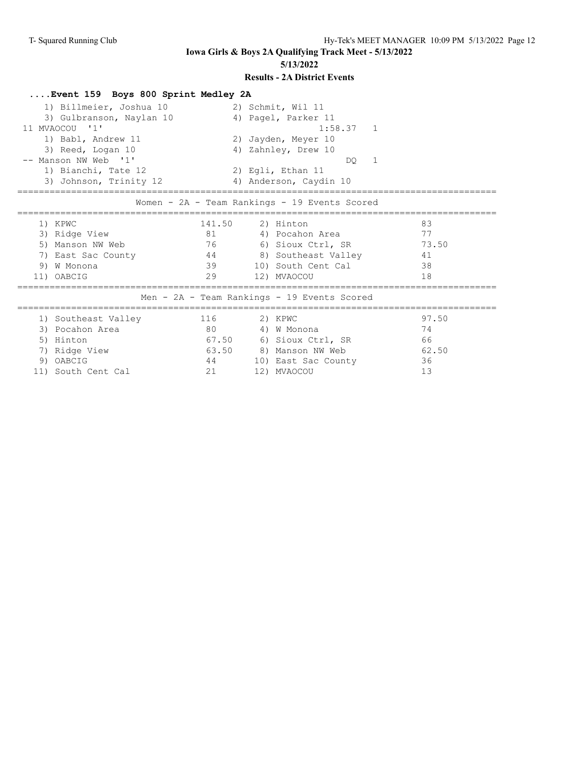## Iowa Girls & Boys 2A Qualifying Track Meet - 5/13/2022

5/13/2022

### Results - 2A District Events

**....Event 159 Boys 800 Sprint Medley 2A**

```
    1) Billmeier, Joshua 10           2) Schmit, Wil 11
    3) Gulbranson, Naylan 10          4) Pagel, Parker 11
 11 MVAOCOU  '1'                                 1:58.37   1
    1) Babl, Andrew 11                2) Jayden, Meyer 10
    3) Reed, Logan 10                 4) Zahnley, Drew 10
 -- Manson NW Web  '1'                                DQ   1
    1) Bianchi, Tate 12               2) Egli, Ethan 11
    3) Johnson, Trinity 12            4) Anderson, Caydin 10
```

**Women - 2A - Team Rankings - 19 Events Scored**

| | | | |
|---|---|---|---|
| 1) KPWC | 141.50 | 2) Hinton | 83 |
| 3) Ridge View | 81 | 4) Pocahon Area | 77 |
| 5) Manson NW Web | 76 | 6) Sioux Ctrl, SR | 73.50 |
| 7) East Sac County | 44 | 8) Southeast Valley | 41 |
| 9) W Monona | 39 | 10) South Cent Cal | 38 |
| 11) OABCIG | 29 | 12) MVAOCOU | 18 |

**Men - 2A - Team Rankings - 19 Events Scored**

| | | | |
|---|---|---|---|
| 1) Southeast Valley | 116 | 2) KPWC | 97.50 |
| 3) Pocahon Area | 80 | 4) W Monona | 74 |
| 5) Hinton | 67.50 | 6) Sioux Ctrl, SR | 66 |
| 7) Ridge View | 63.50 | 8) Manson NW Web | 62.50 |
| 9) OABCIG | 44 | 10) East Sac County | 36 |
| 11) South Cent Cal | 21 | 12) MVAOCOU | 13 |